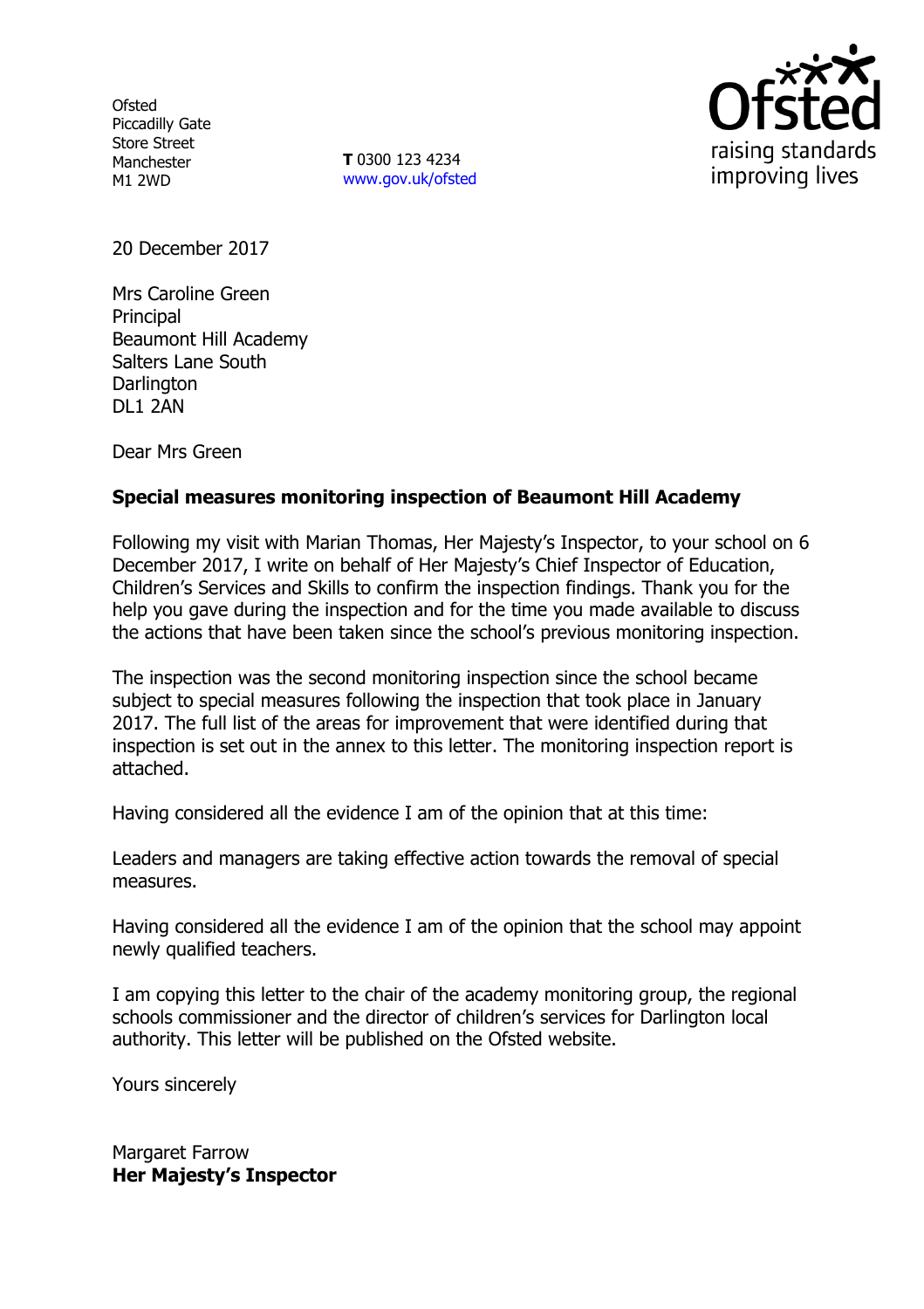Ofsted
Piccadilly Gate
Store Street
Manchester
M1 2WD

**T** 0300 123 4234
www.gov.uk/ofsted

raising standards
improving lives

20 December 2017

Mrs Caroline Green
Principal
Beaumont Hill Academy
Salters Lane South
Darlington
DL1 2AN

Dear Mrs Green

**Special measures monitoring inspection of Beaumont Hill Academy**

Following my visit with Marian Thomas, Her Majesty's Inspector, to your school on 6 December 2017, I write on behalf of Her Majesty's Chief Inspector of Education, Children's Services and Skills to confirm the inspection findings. Thank you for the help you gave during the inspection and for the time you made available to discuss the actions that have been taken since the school's previous monitoring inspection.

The inspection was the second monitoring inspection since the school became subject to special measures following the inspection that took place in January 2017. The full list of the areas for improvement that were identified during that inspection is set out in the annex to this letter. The monitoring inspection report is attached.

Having considered all the evidence I am of the opinion that at this time:

Leaders and managers are taking effective action towards the removal of special measures.

Having considered all the evidence I am of the opinion that the school may appoint newly qualified teachers.

I am copying this letter to the chair of the academy monitoring group, the regional schools commissioner and the director of children's services for Darlington local authority. This letter will be published on the Ofsted website.

Yours sincerely

Margaret Farrow
**Her Majesty's Inspector**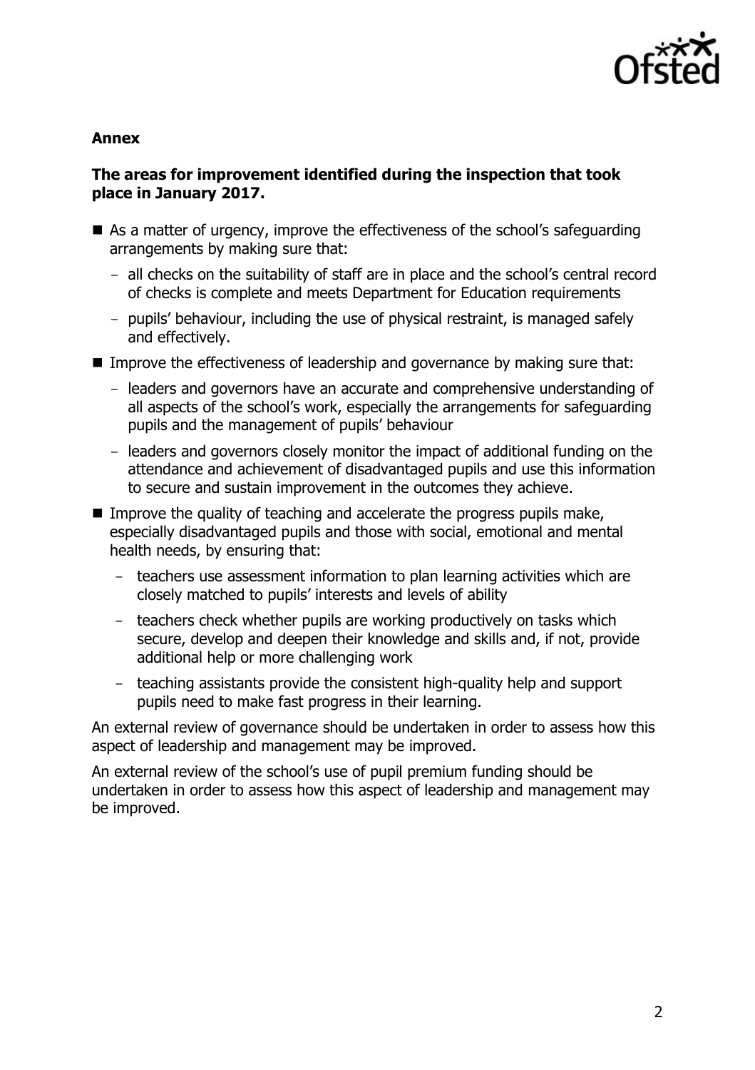**Annex**

**The areas for improvement identified during the inspection that took place in January 2017.**

- As a matter of urgency, improve the effectiveness of the school's safeguarding arrangements by making sure that:
  - all checks on the suitability of staff are in place and the school's central record of checks is complete and meets Department for Education requirements
  - pupils' behaviour, including the use of physical restraint, is managed safely and effectively.
- Improve the effectiveness of leadership and governance by making sure that:
  - leaders and governors have an accurate and comprehensive understanding of all aspects of the school's work, especially the arrangements for safeguarding pupils and the management of pupils' behaviour
  - leaders and governors closely monitor the impact of additional funding on the attendance and achievement of disadvantaged pupils and use this information to secure and sustain improvement in the outcomes they achieve.
- Improve the quality of teaching and accelerate the progress pupils make, especially disadvantaged pupils and those with social, emotional and mental health needs, by ensuring that:
  - teachers use assessment information to plan learning activities which are closely matched to pupils' interests and levels of ability
  - teachers check whether pupils are working productively on tasks which secure, develop and deepen their knowledge and skills and, if not, provide additional help or more challenging work
  - teaching assistants provide the consistent high-quality help and support pupils need to make fast progress in their learning.

An external review of governance should be undertaken in order to assess how this aspect of leadership and management may be improved.

An external review of the school's use of pupil premium funding should be undertaken in order to assess how this aspect of leadership and management may be improved.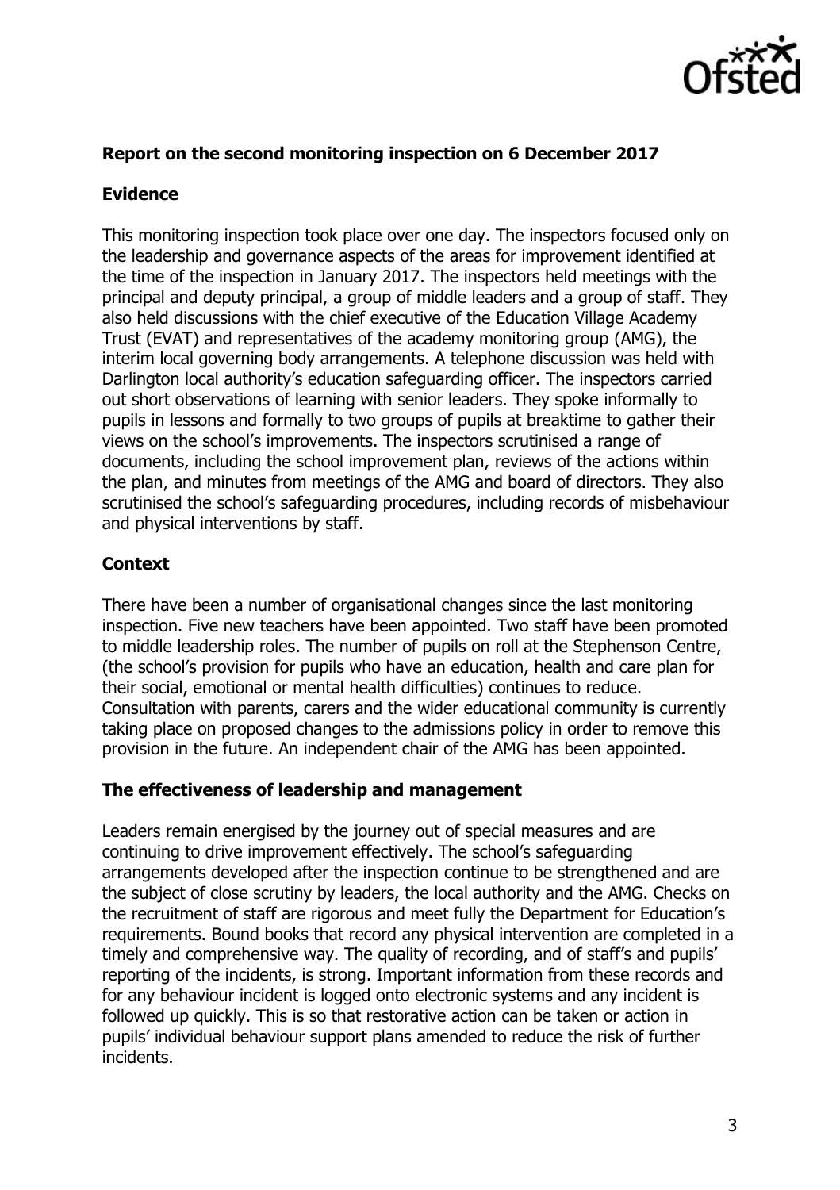## Report on the second monitoring inspection on 6 December 2017

### Evidence

This monitoring inspection took place over one day. The inspectors focused only on the leadership and governance aspects of the areas for improvement identified at the time of the inspection in January 2017. The inspectors held meetings with the principal and deputy principal, a group of middle leaders and a group of staff. They also held discussions with the chief executive of the Education Village Academy Trust (EVAT) and representatives of the academy monitoring group (AMG), the interim local governing body arrangements. A telephone discussion was held with Darlington local authority's education safeguarding officer. The inspectors carried out short observations of learning with senior leaders. They spoke informally to pupils in lessons and formally to two groups of pupils at breaktime to gather their views on the school's improvements. The inspectors scrutinised a range of documents, including the school improvement plan, reviews of the actions within the plan, and minutes from meetings of the AMG and board of directors. They also scrutinised the school's safeguarding procedures, including records of misbehaviour and physical interventions by staff.

### Context

There have been a number of organisational changes since the last monitoring inspection. Five new teachers have been appointed. Two staff have been promoted to middle leadership roles. The number of pupils on roll at the Stephenson Centre, (the school's provision for pupils who have an education, health and care plan for their social, emotional or mental health difficulties) continues to reduce. Consultation with parents, carers and the wider educational community is currently taking place on proposed changes to the admissions policy in order to remove this provision in the future. An independent chair of the AMG has been appointed.

### The effectiveness of leadership and management

Leaders remain energised by the journey out of special measures and are continuing to drive improvement effectively. The school's safeguarding arrangements developed after the inspection continue to be strengthened and are the subject of close scrutiny by leaders, the local authority and the AMG. Checks on the recruitment of staff are rigorous and meet fully the Department for Education's requirements. Bound books that record any physical intervention are completed in a timely and comprehensive way. The quality of recording, and of staff's and pupils' reporting of the incidents, is strong. Important information from these records and for any behaviour incident is logged onto electronic systems and any incident is followed up quickly. This is so that restorative action can be taken or action in pupils' individual behaviour support plans amended to reduce the risk of further incidents.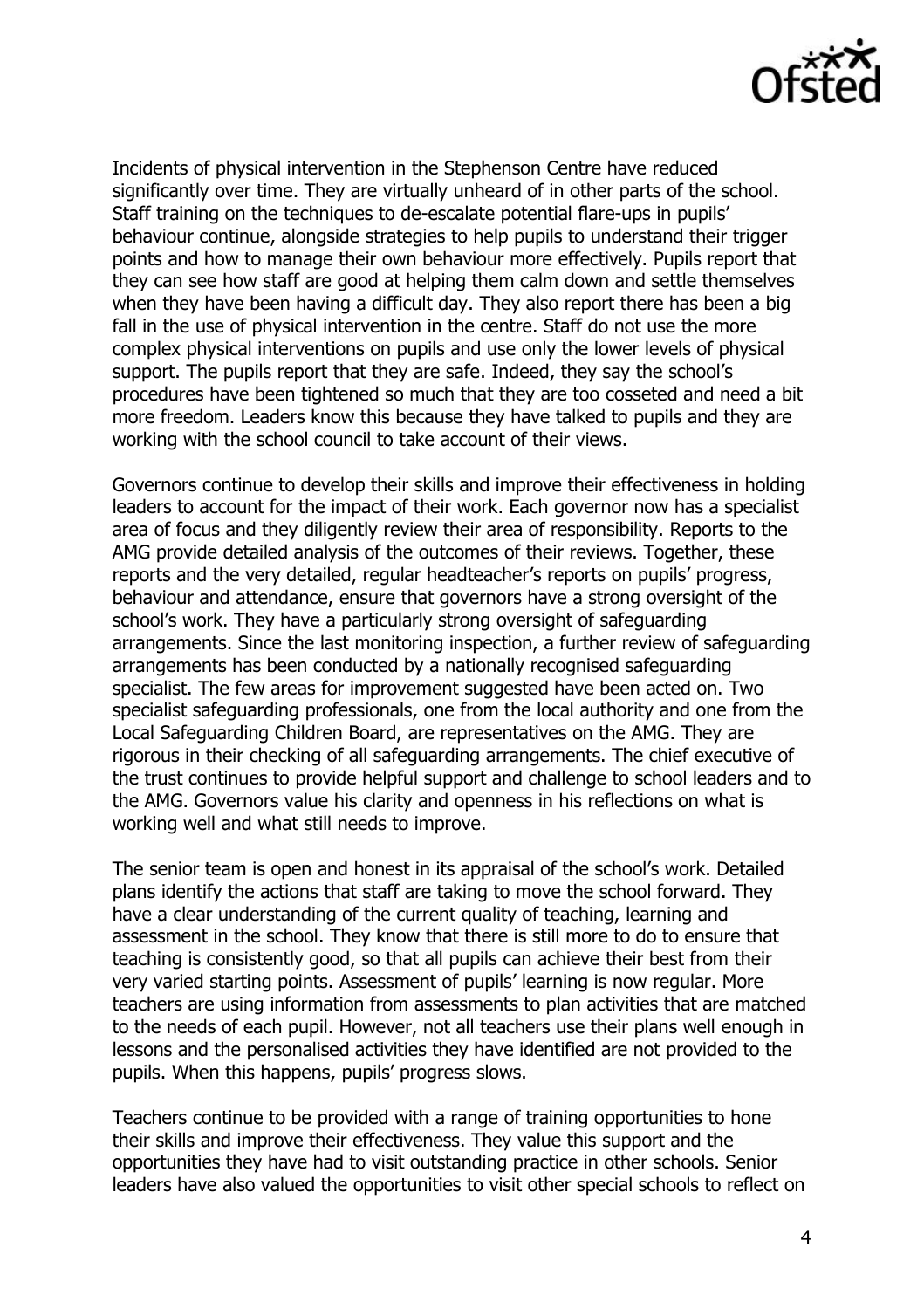Incidents of physical intervention in the Stephenson Centre have reduced significantly over time. They are virtually unheard of in other parts of the school. Staff training on the techniques to de-escalate potential flare-ups in pupils' behaviour continue, alongside strategies to help pupils to understand their trigger points and how to manage their own behaviour more effectively. Pupils report that they can see how staff are good at helping them calm down and settle themselves when they have been having a difficult day. They also report there has been a big fall in the use of physical intervention in the centre. Staff do not use the more complex physical interventions on pupils and use only the lower levels of physical support. The pupils report that they are safe. Indeed, they say the school's procedures have been tightened so much that they are too cosseted and need a bit more freedom. Leaders know this because they have talked to pupils and they are working with the school council to take account of their views.

Governors continue to develop their skills and improve their effectiveness in holding leaders to account for the impact of their work. Each governor now has a specialist area of focus and they diligently review their area of responsibility. Reports to the AMG provide detailed analysis of the outcomes of their reviews. Together, these reports and the very detailed, regular headteacher's reports on pupils' progress, behaviour and attendance, ensure that governors have a strong oversight of the school's work. They have a particularly strong oversight of safeguarding arrangements. Since the last monitoring inspection, a further review of safeguarding arrangements has been conducted by a nationally recognised safeguarding specialist. The few areas for improvement suggested have been acted on. Two specialist safeguarding professionals, one from the local authority and one from the Local Safeguarding Children Board, are representatives on the AMG. They are rigorous in their checking of all safeguarding arrangements. The chief executive of the trust continues to provide helpful support and challenge to school leaders and to the AMG. Governors value his clarity and openness in his reflections on what is working well and what still needs to improve.

The senior team is open and honest in its appraisal of the school's work. Detailed plans identify the actions that staff are taking to move the school forward. They have a clear understanding of the current quality of teaching, learning and assessment in the school. They know that there is still more to do to ensure that teaching is consistently good, so that all pupils can achieve their best from their very varied starting points. Assessment of pupils' learning is now regular. More teachers are using information from assessments to plan activities that are matched to the needs of each pupil. However, not all teachers use their plans well enough in lessons and the personalised activities they have identified are not provided to the pupils. When this happens, pupils' progress slows.

Teachers continue to be provided with a range of training opportunities to hone their skills and improve their effectiveness. They value this support and the opportunities they have had to visit outstanding practice in other schools. Senior leaders have also valued the opportunities to visit other special schools to reflect on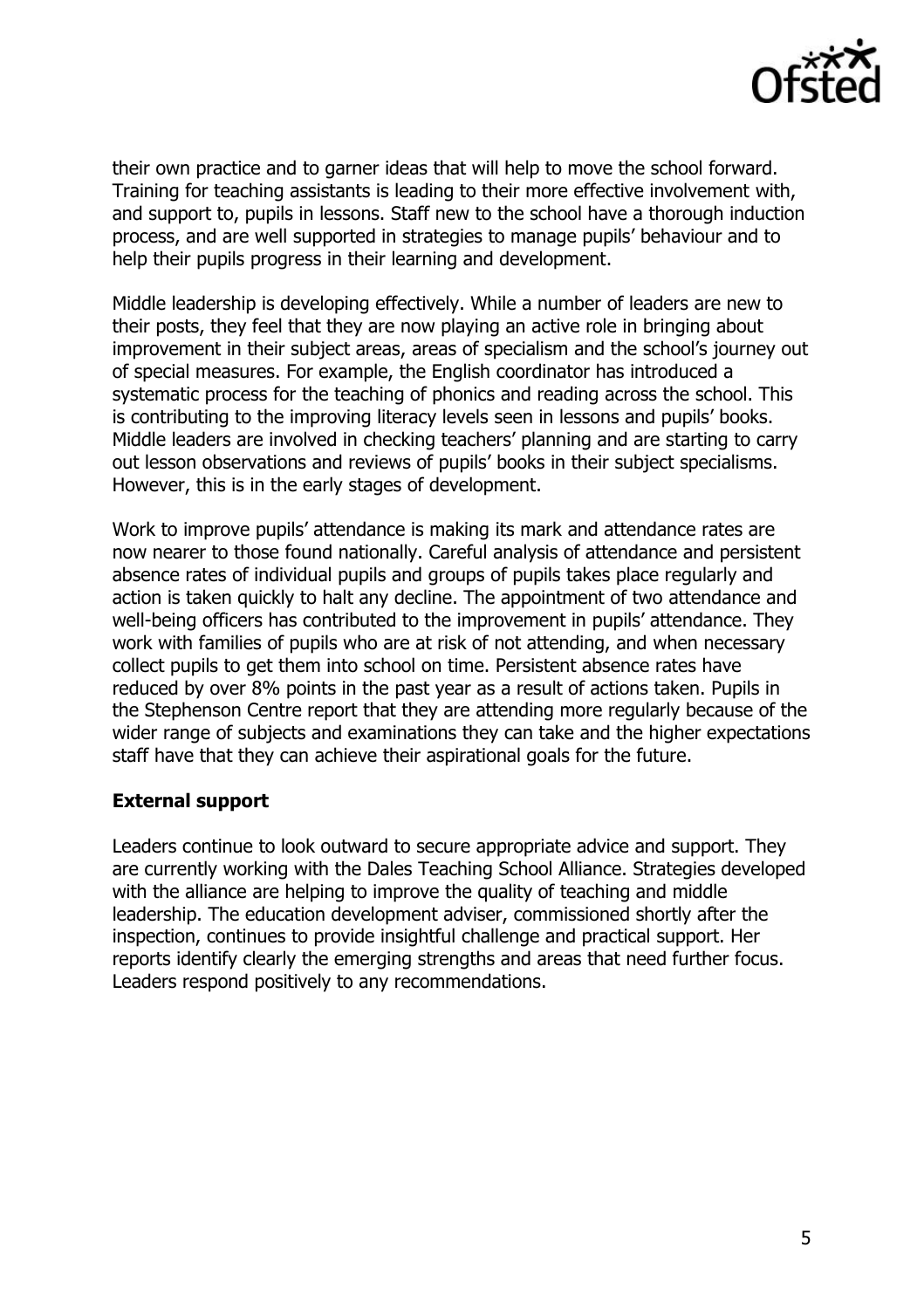their own practice and to garner ideas that will help to move the school forward. Training for teaching assistants is leading to their more effective involvement with, and support to, pupils in lessons. Staff new to the school have a thorough induction process, and are well supported in strategies to manage pupils' behaviour and to help their pupils progress in their learning and development.

Middle leadership is developing effectively. While a number of leaders are new to their posts, they feel that they are now playing an active role in bringing about improvement in their subject areas, areas of specialism and the school's journey out of special measures. For example, the English coordinator has introduced a systematic process for the teaching of phonics and reading across the school. This is contributing to the improving literacy levels seen in lessons and pupils' books. Middle leaders are involved in checking teachers' planning and are starting to carry out lesson observations and reviews of pupils' books in their subject specialisms. However, this is in the early stages of development.

Work to improve pupils' attendance is making its mark and attendance rates are now nearer to those found nationally. Careful analysis of attendance and persistent absence rates of individual pupils and groups of pupils takes place regularly and action is taken quickly to halt any decline. The appointment of two attendance and well-being officers has contributed to the improvement in pupils' attendance. They work with families of pupils who are at risk of not attending, and when necessary collect pupils to get them into school on time. Persistent absence rates have reduced by over 8% points in the past year as a result of actions taken. Pupils in the Stephenson Centre report that they are attending more regularly because of the wider range of subjects and examinations they can take and the higher expectations staff have that they can achieve their aspirational goals for the future.

### External support

Leaders continue to look outward to secure appropriate advice and support. They are currently working with the Dales Teaching School Alliance. Strategies developed with the alliance are helping to improve the quality of teaching and middle leadership. The education development adviser, commissioned shortly after the inspection, continues to provide insightful challenge and practical support. Her reports identify clearly the emerging strengths and areas that need further focus. Leaders respond positively to any recommendations.